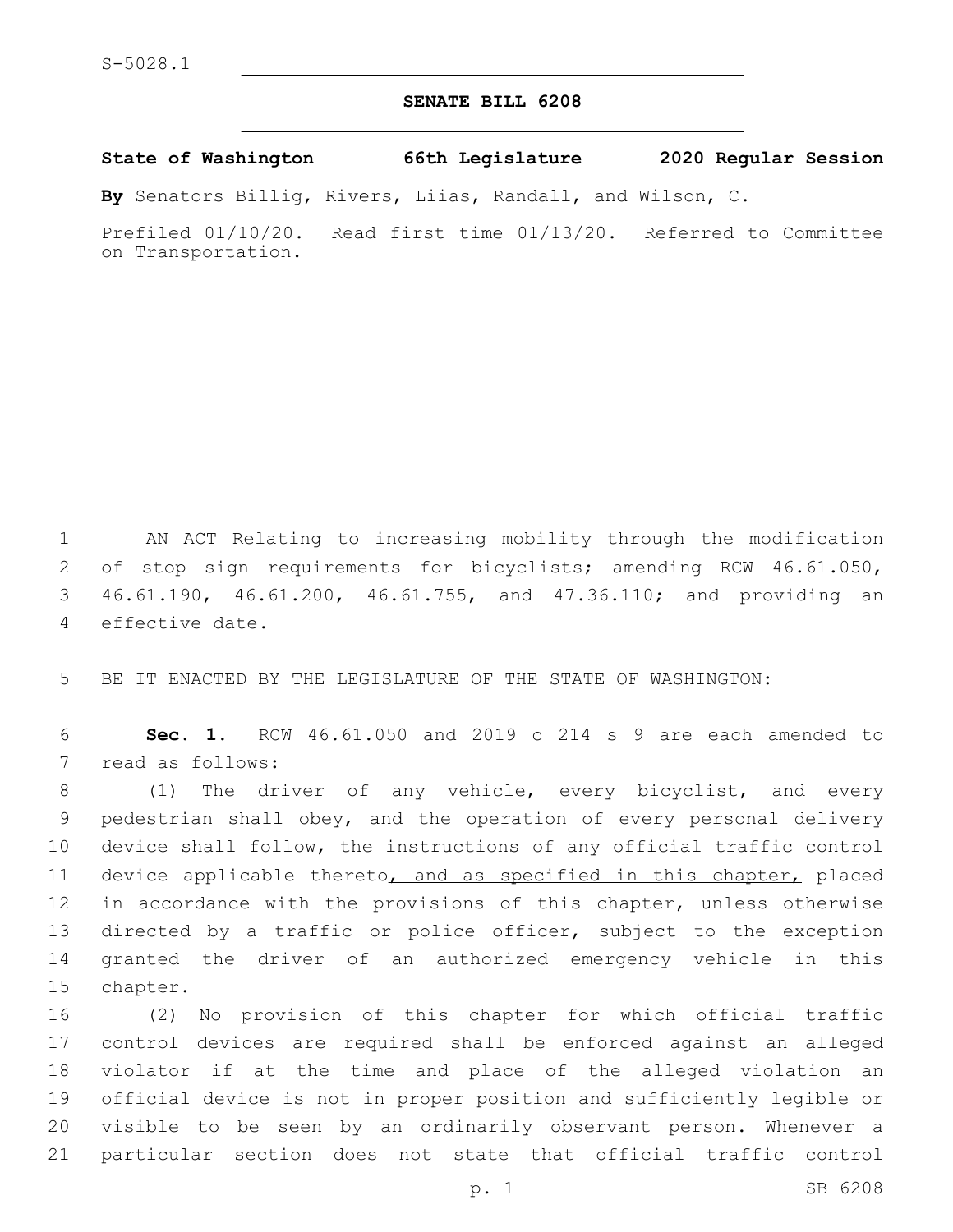S-5028.1

**SENATE BILL 6208**

**State of Washington 66th Legislature 2020 Regular Session**

**By** Senators Billig, Rivers, Liias, Randall, and Wilson, C.

Prefiled 01/10/20. Read first time 01/13/20. Referred to Committee on Transportation.

AN ACT Relating to increasing mobility through the modification of stop sign requirements for bicyclists; amending RCW 46.61.050, 46.61.190, 46.61.200, 46.61.755, and 47.36.110; and providing an effective date.

BE IT ENACTED BY THE LEGISLATURE OF THE STATE OF WASHINGTON:

**Sec. 1.** RCW 46.61.050 and 2019 c 214 s 9 are each amended to read as follows:

(1) The driver of any vehicle, every bicyclist, and every pedestrian shall obey, and the operation of every personal delivery device shall follow, the instructions of any official traffic control device applicable thereto<u>, and as specified in this chapter,</u> placed in accordance with the provisions of this chapter, unless otherwise directed by a traffic or police officer, subject to the exception granted the driver of an authorized emergency vehicle in this chapter.

(2) No provision of this chapter for which official traffic control devices are required shall be enforced against an alleged violator if at the time and place of the alleged violation an official device is not in proper position and sufficiently legible or visible to be seen by an ordinarily observant person. Whenever a particular section does not state that official traffic control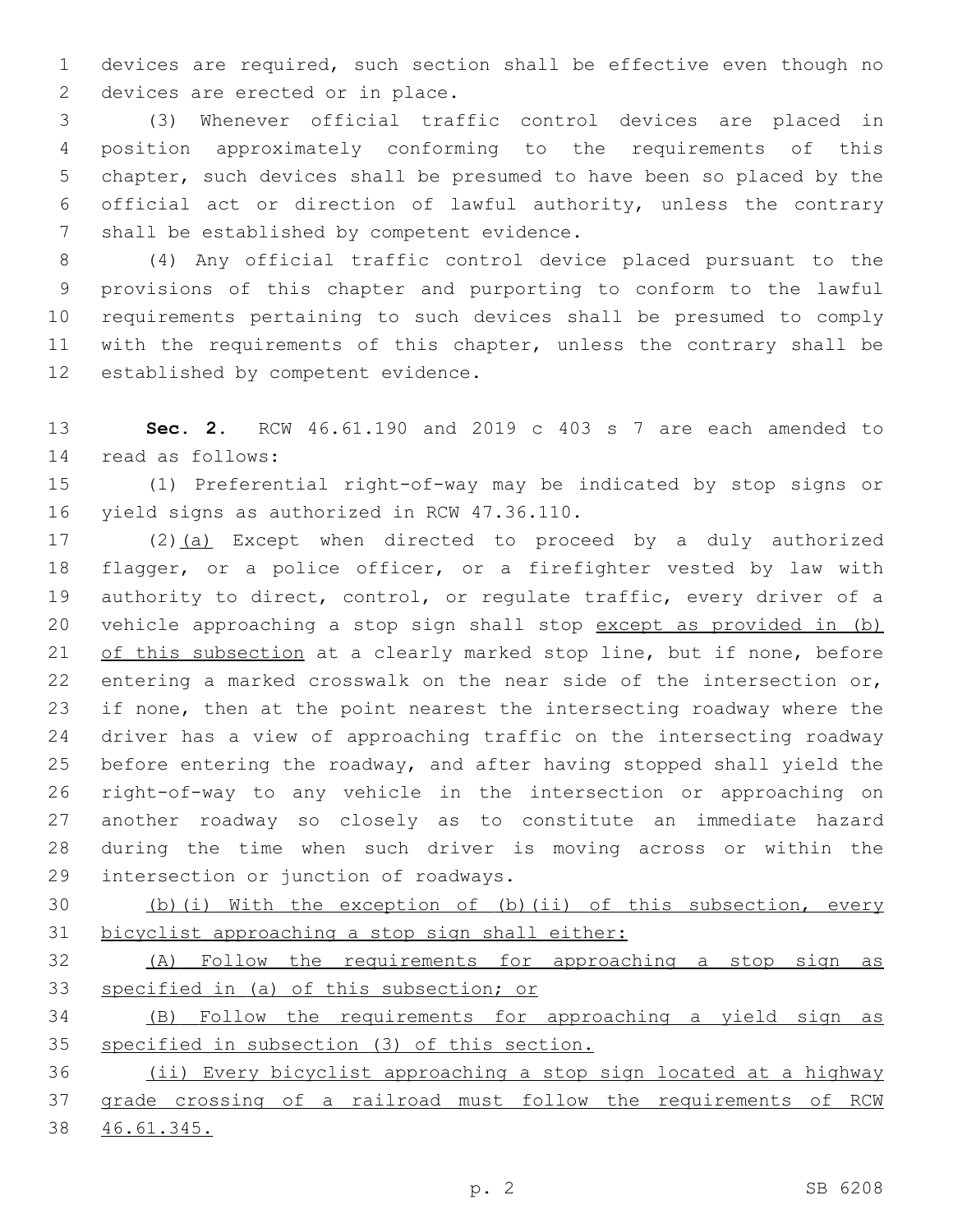devices are required, such section shall be effective even though no devices are erected or in place.

(3) Whenever official traffic control devices are placed in position approximately conforming to the requirements of this chapter, such devices shall be presumed to have been so placed by the official act or direction of lawful authority, unless the contrary shall be established by competent evidence.

(4) Any official traffic control device placed pursuant to the provisions of this chapter and purporting to conform to the lawful requirements pertaining to such devices shall be presumed to comply with the requirements of this chapter, unless the contrary shall be established by competent evidence.

**Sec. 2.** RCW 46.61.190 and 2019 c 403 s 7 are each amended to read as follows:

(1) Preferential right-of-way may be indicated by stop signs or yield signs as authorized in RCW 47.36.110.

(2)(a) Except when directed to proceed by a duly authorized flagger, or a police officer, or a firefighter vested by law with authority to direct, control, or regulate traffic, every driver of a vehicle approaching a stop sign shall stop except as provided in (b) of this subsection at a clearly marked stop line, but if none, before entering a marked crosswalk on the near side of the intersection or, if none, then at the point nearest the intersecting roadway where the driver has a view of approaching traffic on the intersecting roadway before entering the roadway, and after having stopped shall yield the right-of-way to any vehicle in the intersection or approaching on another roadway so closely as to constitute an immediate hazard during the time when such driver is moving across or within the intersection or junction of roadways.

(b)(i) With the exception of (b)(ii) of this subsection, every bicyclist approaching a stop sign shall either:

(A) Follow the requirements for approaching a stop sign as specified in (a) of this subsection; or

(B) Follow the requirements for approaching a yield sign as specified in subsection (3) of this section.

(ii) Every bicyclist approaching a stop sign located at a highway grade crossing of a railroad must follow the requirements of RCW 46.61.345.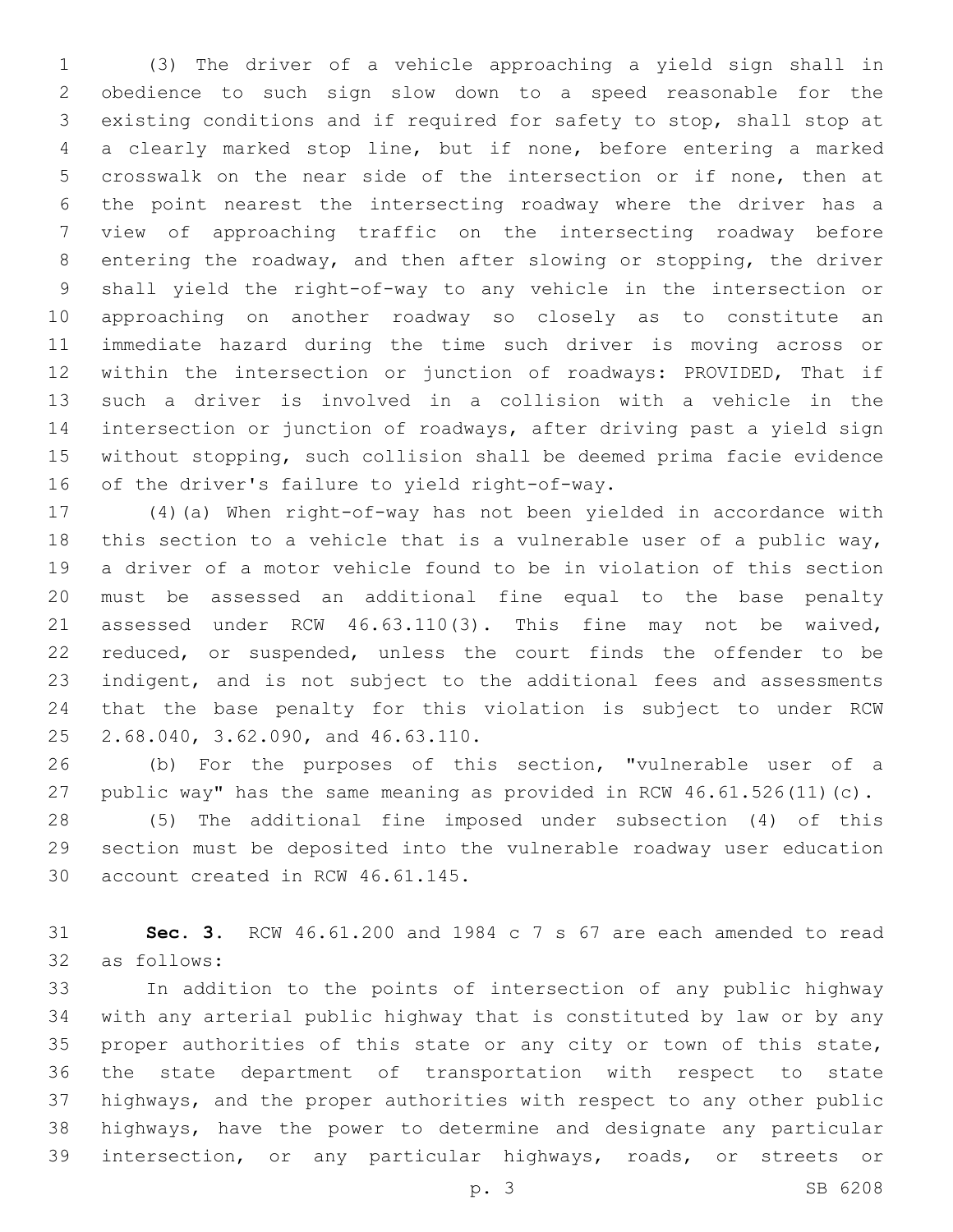(3) The driver of a vehicle approaching a yield sign shall in obedience to such sign slow down to a speed reasonable for the existing conditions and if required for safety to stop, shall stop at a clearly marked stop line, but if none, before entering a marked crosswalk on the near side of the intersection or if none, then at the point nearest the intersecting roadway where the driver has a view of approaching traffic on the intersecting roadway before entering the roadway, and then after slowing or stopping, the driver shall yield the right-of-way to any vehicle in the intersection or approaching on another roadway so closely as to constitute an immediate hazard during the time such driver is moving across or within the intersection or junction of roadways: PROVIDED, That if such a driver is involved in a collision with a vehicle in the intersection or junction of roadways, after driving past a yield sign without stopping, such collision shall be deemed prima facie evidence of the driver's failure to yield right-of-way.

(4)(a) When right-of-way has not been yielded in accordance with this section to a vehicle that is a vulnerable user of a public way, a driver of a motor vehicle found to be in violation of this section must be assessed an additional fine equal to the base penalty assessed under RCW 46.63.110(3). This fine may not be waived, reduced, or suspended, unless the court finds the offender to be indigent, and is not subject to the additional fees and assessments that the base penalty for this violation is subject to under RCW 2.68.040, 3.62.090, and 46.63.110.

(b) For the purposes of this section, "vulnerable user of a public way" has the same meaning as provided in RCW 46.61.526(11)(c).

(5) The additional fine imposed under subsection (4) of this section must be deposited into the vulnerable roadway user education account created in RCW 46.61.145.

**Sec. 3.** RCW 46.61.200 and 1984 c 7 s 67 are each amended to read as follows:

In addition to the points of intersection of any public highway with any arterial public highway that is constituted by law or by any proper authorities of this state or any city or town of this state, the state department of transportation with respect to state highways, and the proper authorities with respect to any other public highways, have the power to determine and designate any particular intersection, or any particular highways, roads, or streets or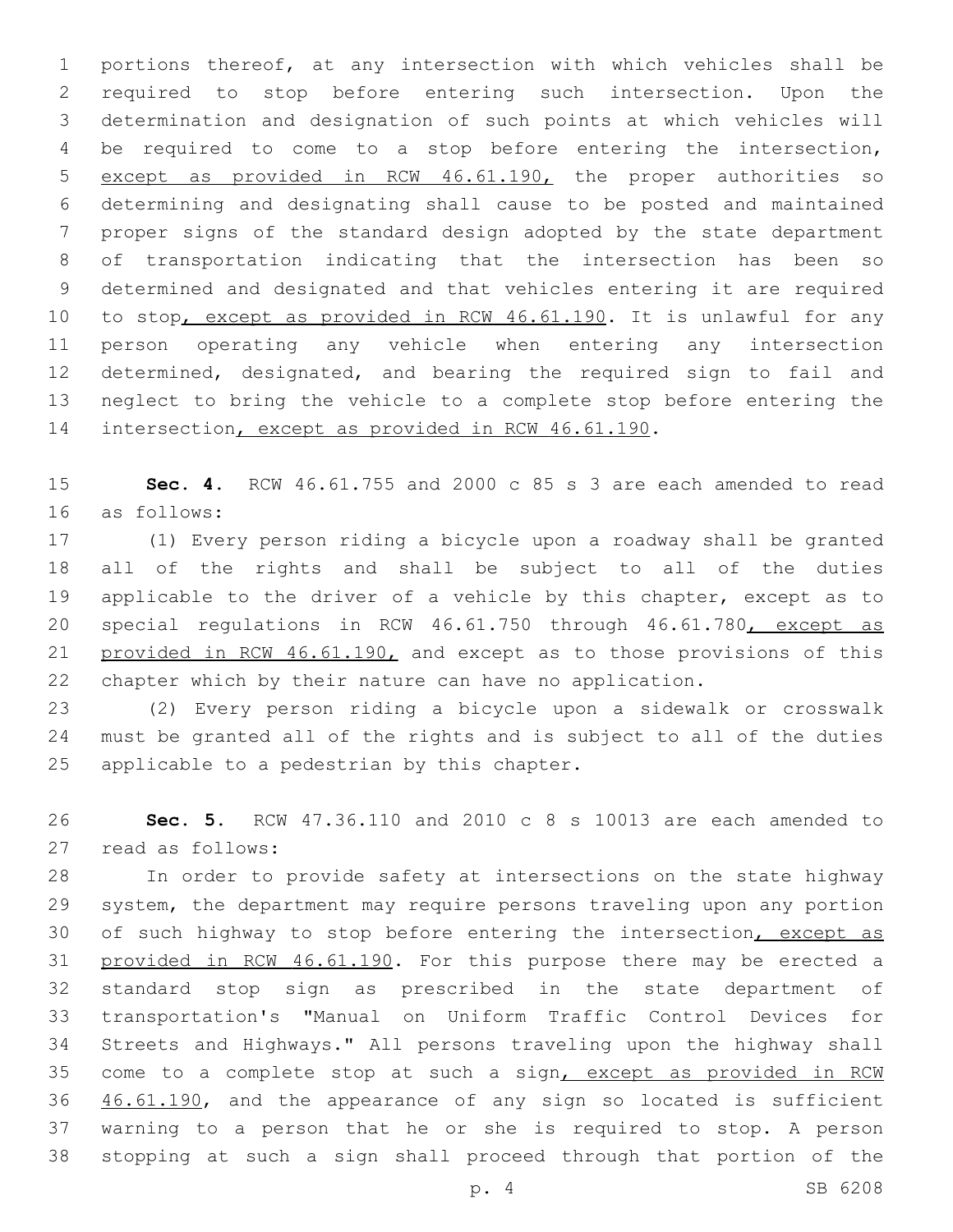portions thereof, at any intersection with which vehicles shall be required to stop before entering such intersection. Upon the determination and designation of such points at which vehicles will be required to come to a stop before entering the intersection, except as provided in RCW 46.61.190, the proper authorities so determining and designating shall cause to be posted and maintained proper signs of the standard design adopted by the state department of transportation indicating that the intersection has been so determined and designated and that vehicles entering it are required to stop, except as provided in RCW 46.61.190. It is unlawful for any person operating any vehicle when entering any intersection determined, designated, and bearing the required sign to fail and neglect to bring the vehicle to a complete stop before entering the intersection, except as provided in RCW 46.61.190.

**Sec. 4.** RCW 46.61.755 and 2000 c 85 s 3 are each amended to read as follows:

(1) Every person riding a bicycle upon a roadway shall be granted all of the rights and shall be subject to all of the duties applicable to the driver of a vehicle by this chapter, except as to special regulations in RCW 46.61.750 through 46.61.780, except as provided in RCW 46.61.190, and except as to those provisions of this chapter which by their nature can have no application.

(2) Every person riding a bicycle upon a sidewalk or crosswalk must be granted all of the rights and is subject to all of the duties applicable to a pedestrian by this chapter.

**Sec. 5.** RCW 47.36.110 and 2010 c 8 s 10013 are each amended to read as follows:

In order to provide safety at intersections on the state highway system, the department may require persons traveling upon any portion of such highway to stop before entering the intersection, except as provided in RCW 46.61.190. For this purpose there may be erected a standard stop sign as prescribed in the state department of transportation's "Manual on Uniform Traffic Control Devices for Streets and Highways." All persons traveling upon the highway shall come to a complete stop at such a sign, except as provided in RCW 46.61.190, and the appearance of any sign so located is sufficient warning to a person that he or she is required to stop. A person stopping at such a sign shall proceed through that portion of the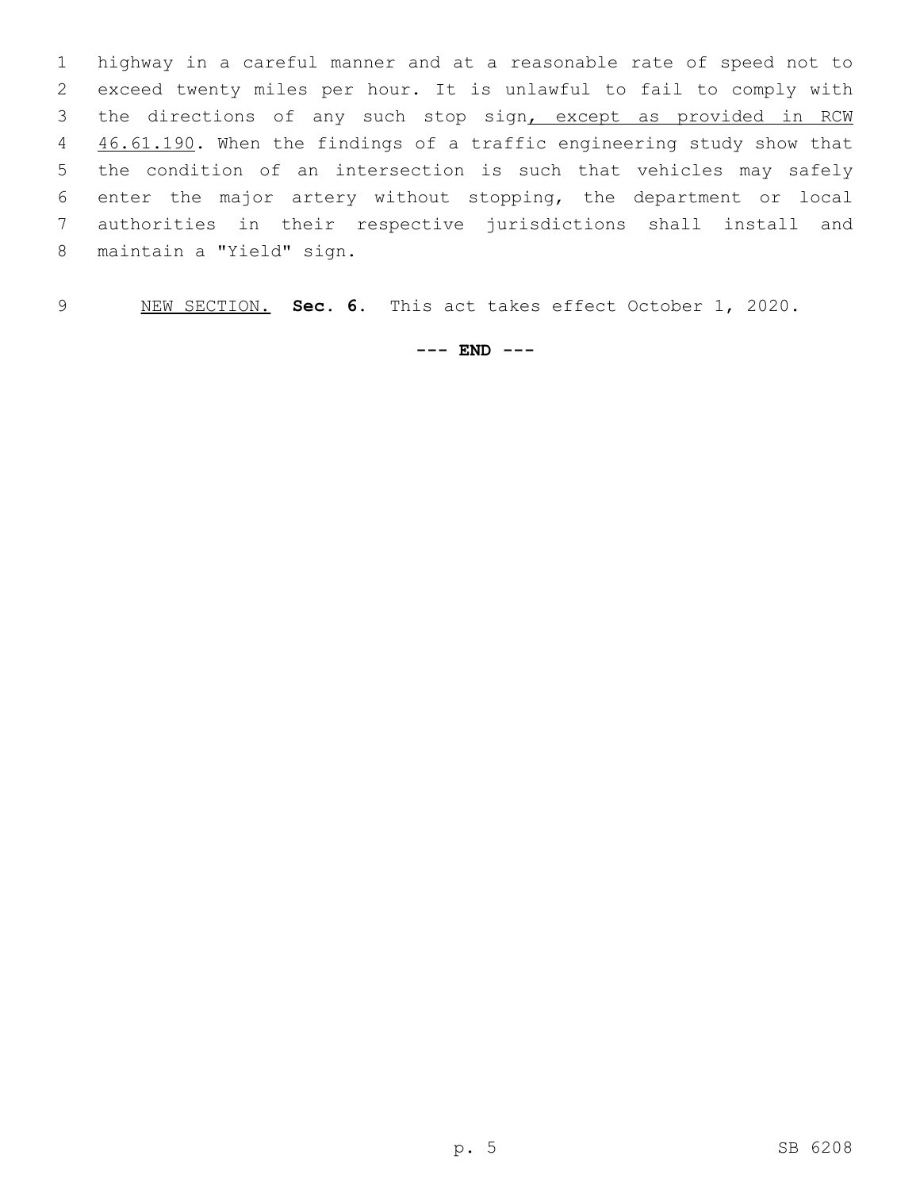highway in a careful manner and at a reasonable rate of speed not to exceed twenty miles per hour. It is unlawful to fail to comply with the directions of any such stop sign<u>, except as provided in RCW 46.61.190</u>. When the findings of a traffic engineering study show that the condition of an intersection is such that vehicles may safely enter the major artery without stopping, the department or local authorities in their respective jurisdictions shall install and maintain a "Yield" sign.

<u>NEW SECTION.</u> **Sec. 6.** This act takes effect October 1, 2020.

**--- END ---**